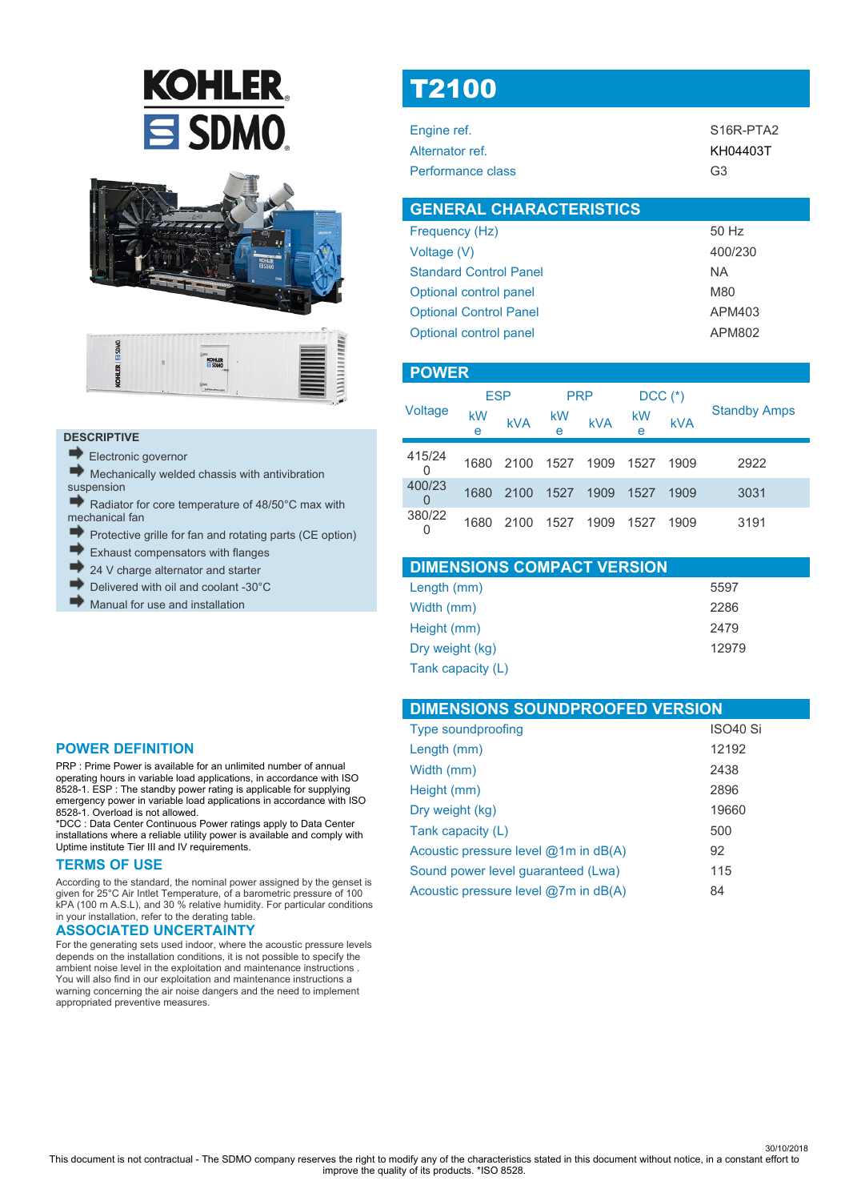# T2100

| | |
|---|---|
| Engine ref. | S16R-PTA2 |
| Alternator ref. | KH04403T |
| Performance class | G3 |

## GENERAL CHARACTERISTICS

| | |
|---|---|
| Frequency (Hz) | 50 Hz |
| Voltage (V) | 400/230 |
| Standard Control Panel | NA |
| Optional control panel | M80 |
| Optional Control Panel | APM403 |
| Optional control panel | APM802 |

## POWER

| Voltage | ESP | | PRP | | DCC (*) | | Standby Amps |
|---|---|---|---|---|---|---|---|
| | kWe | kVA | kWe | kVA | kWe | kVA | |
| 415/240 | 1680 | 2100 | 1527 | 1909 | 1527 | 1909 | 2922 |
| 400/230 | 1680 | 2100 | 1527 | 1909 | 1527 | 1909 | 3031 |
| 380/220 | 1680 | 2100 | 1527 | 1909 | 1527 | 1909 | 3191 |

## DIMENSIONS COMPACT VERSION

| | |
|---|---|
| Length (mm) | 5597 |
| Width (mm) | 2286 |
| Height (mm) | 2479 |
| Dry weight (kg) | 12979 |
| Tank capacity (L) | |

## DIMENSIONS SOUNDPROOFED VERSION

| | |
|---|---|
| Type soundproofing | ISO40 Si |
| Length (mm) | 12192 |
| Width (mm) | 2438 |
| Height (mm) | 2896 |
| Dry weight (kg) | 19660 |
| Tank capacity (L) | 500 |
| Acoustic pressure level @1m in dB(A) | 92 |
| Sound power level guaranteed (Lwa) | 115 |
| Acoustic pressure level @7m in dB(A) | 84 |

## DESCRIPTIVE

- Electronic governor
- Mechanically welded chassis with antivibration suspension
- Radiator for core temperature of 48/50°C max with mechanical fan
- Protective grille for fan and rotating parts (CE option)
- Exhaust compensators with flanges
- 24 V charge alternator and starter
- Delivered with oil and coolant -30°C
- Manual for use and installation

## POWER DEFINITION

PRP : Prime Power is available for an unlimited number of annual operating hours in variable load applications, in accordance with ISO 8528-1. ESP : The standby power rating is applicable for supplying emergency power in variable load applications in accordance with ISO 8528-1. Overload is not allowed.
*DCC : Data Center Continuous Power ratings apply to Data Center installations where a reliable utility power is available and comply with Uptime institute Tier III and IV requirements.

## TERMS OF USE

According to the standard, the nominal power assigned by the genset is given for 25°C Air Intlet Temperature, of a barometric pressure of 100 kPA (100 m A.S.L), and 30 % relative humidity. For particular conditions in your installation, refer to the derating table.

## ASSOCIATED UNCERTAINTY

For the generating sets used indoor, where the acoustic pressure levels depends on the installation conditions, it is not possible to specify the ambient noise level in the exploitation and maintenance instructions . You will also find in our exploitation and maintenance instructions a warning concerning the air noise dangers and the need to implement appropriated preventive measures.

30/10/2018
This document is not contractual - The SDMO company reserves the right to modify any of the characteristics stated in this document without notice, in a constant effort to improve the quality of its products. *ISO 8528.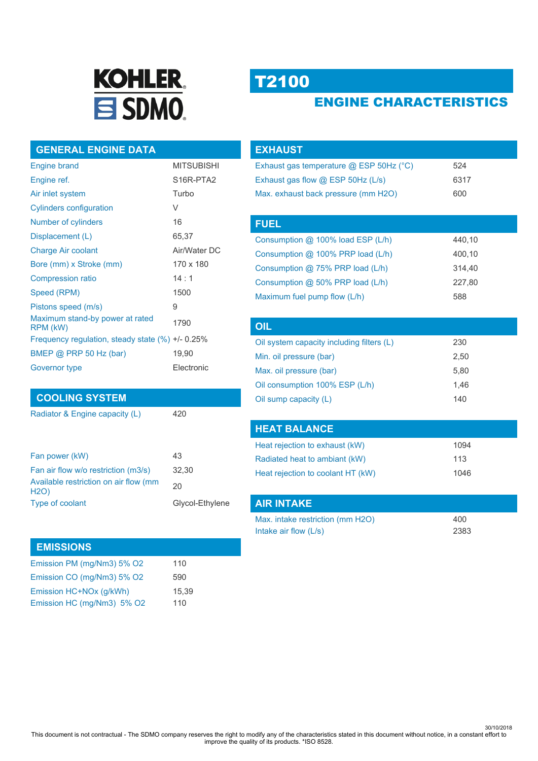KOHLER SDMO

# T2100

## ENGINE CHARACTERISTICS

### GENERAL ENGINE DATA

| | |
|---|---|
| Engine brand | MITSUBISHI |
| Engine ref. | S16R-PTA2 |
| Air inlet system | Turbo |
| Cylinders configuration | V |
| Number of cylinders | 16 |
| Displacement (L) | 65,37 |
| Charge Air coolant | Air/Water DC |
| Bore (mm) x Stroke (mm) | 170 x 180 |
| Compression ratio | 14 : 1 |
| Speed (RPM) | 1500 |
| Pistons speed (m/s) | 9 |
| Maximum stand-by power at rated RPM (kW) | 1790 |
| Frequency regulation, steady state (%) | +/- 0.25% |
| BMEP @ PRP 50 Hz (bar) | 19,90 |
| Governor type | Electronic |

### COOLING SYSTEM

| | |
|---|---|
| Radiator & Engine capacity (L) | 420 |
| Fan power (kW) | 43 |
| Fan air flow w/o restriction (m3/s) | 32,30 |
| Available restriction on air flow (mm H2O) | 20 |
| Type of coolant | Glycol-Ethylene |

### EMISSIONS

| | |
|---|---|
| Emission PM (mg/Nm3) 5% O2 | 110 |
| Emission CO (mg/Nm3) 5% O2 | 590 |
| Emission HC+NOx (g/kWh) | 15,39 |
| Emission HC (mg/Nm3) 5% O2 | 110 |

### EXHAUST

| | |
|---|---|
| Exhaust gas temperature @ ESP 50Hz (°C) | 524 |
| Exhaust gas flow @ ESP 50Hz (L/s) | 6317 |
| Max. exhaust back pressure (mm H2O) | 600 |

### FUEL

| | |
|---|---|
| Consumption @ 100% load ESP (L/h) | 440,10 |
| Consumption @ 100% PRP load (L/h) | 400,10 |
| Consumption @ 75% PRP load (L/h) | 314,40 |
| Consumption @ 50% PRP load (L/h) | 227,80 |
| Maximum fuel pump flow (L/h) | 588 |

### OIL

| | |
|---|---|
| Oil system capacity including filters (L) | 230 |
| Min. oil pressure (bar) | 2,50 |
| Max. oil pressure (bar) | 5,80 |
| Oil consumption 100% ESP (L/h) | 1,46 |
| Oil sump capacity (L) | 140 |

### HEAT BALANCE

| | |
|---|---|
| Heat rejection to exhaust (kW) | 1094 |
| Radiated heat to ambiant (kW) | 113 |
| Heat rejection to coolant HT (kW) | 1046 |

### AIR INTAKE

| | |
|---|---|
| Max. intake restriction (mm H2O) | 400 |
| Intake air flow (L/s) | 2383 |

30/10/2018

This document is not contractual - The SDMO company reserves the right to modify any of the characteristics stated in this document without notice, in a constant effort to improve the quality of its products. *ISO 8528.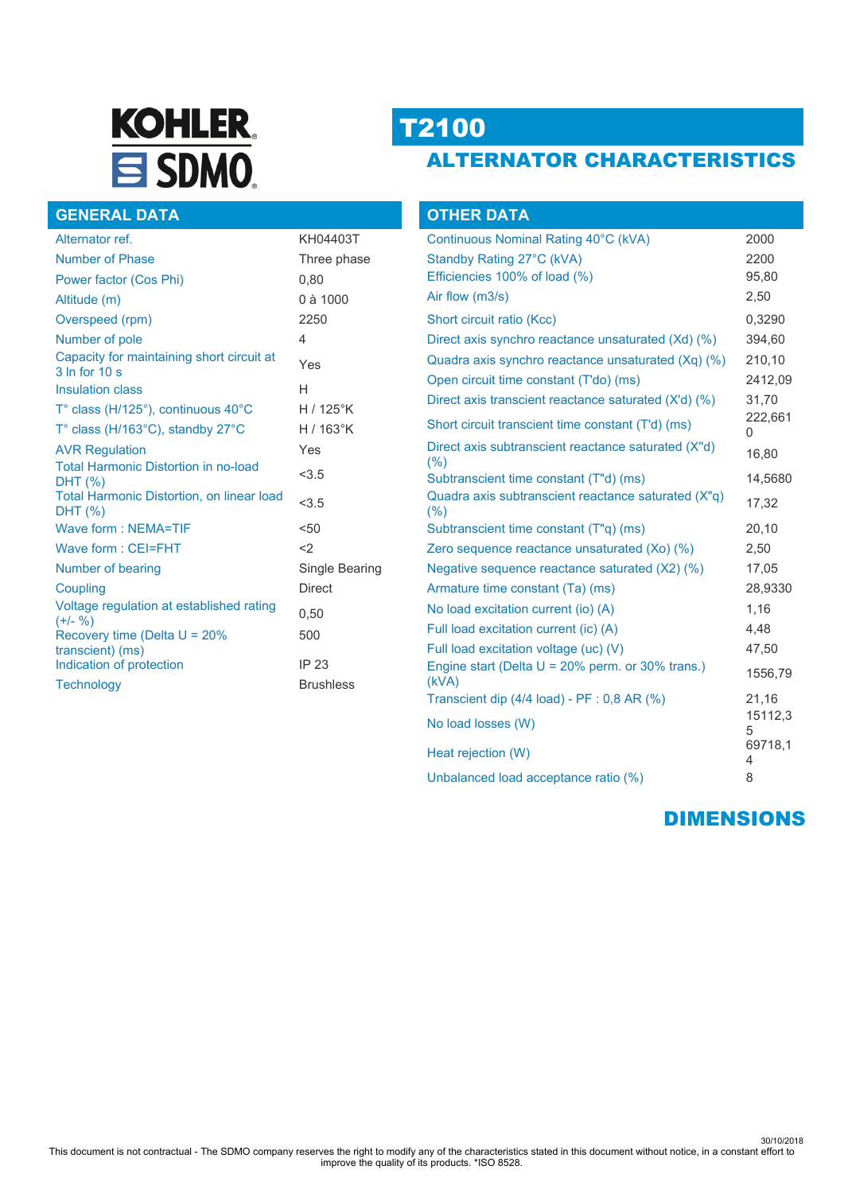KOHLER SDMO

# T2100

## ALTERNATOR CHARACTERISTICS

## GENERAL DATA

| | |
|---|---|
| Alternator ref. | KH04403T |
| Number of Phase | Three phase |
| Power factor (Cos Phi) | 0,80 |
| Altitude (m) | 0 à 1000 |
| Overspeed (rpm) | 2250 |
| Number of pole | 4 |
| Capacity for maintaining short circuit at 3 In for 10 s | Yes |
| Insulation class | H |
| T° class (H/125°), continuous 40°C | H / 125°K |
| T° class (H/163°C), standby 27°C | H / 163°K |
| AVR Regulation | Yes |
| Total Harmonic Distortion in no-load DHT (%) | <3.5 |
| Total Harmonic Distortion, on linear load DHT (%) | <3.5 |
| Wave form : NEMA=TIF | <50 |
| Wave form : CEI=FHT | <2 |
| Number of bearing | Single Bearing |
| Coupling | Direct |
| Voltage regulation at established rating (+/- %) | 0,50 |
| Recovery time (Delta U = 20% transcient) (ms) | 500 |
| Indication of protection | IP 23 |
| Technology | Brushless |

## OTHER DATA

| | |
|---|---|
| Continuous Nominal Rating 40°C (kVA) | 2000 |
| Standby Rating 27°C (kVA) | 2200 |
| Efficiencies 100% of load (%) | 95,80 |
| Air flow (m3/s) | 2,50 |
| Short circuit ratio (Kcc) | 0,3290 |
| Direct axis synchro reactance unsaturated (Xd) (%) | 394,60 |
| Quadra axis synchro reactance unsaturated (Xq) (%) | 210,10 |
| Open circuit time constant (T'do) (ms) | 2412,09 |
| Direct axis transcient reactance saturated (X'd) (%) | 31,70 |
| Short circuit transcient time constant (T'd) (ms) | 222,6610 |
| Direct axis subtranscient reactance saturated (X''d) (%) | 16,80 |
| Subtranscient time constant (T''d) (ms) | 14,5680 |
| Quadra axis subtranscient reactance saturated (X''q) (%) | 17,32 |
| Subtranscient time constant (T''q) (ms) | 20,10 |
| Zero sequence reactance unsaturated (Xo) (%) | 2,50 |
| Negative sequence reactance saturated (X2) (%) | 17,05 |
| Armature time constant (Ta) (ms) | 28,9330 |
| No load excitation current (io) (A) | 1,16 |
| Full load excitation current (ic) (A) | 4,48 |
| Full load excitation voltage (uc) (V) | 47,50 |
| Engine start (Delta U = 20% perm. or 30% trans.) (kVA) | 1556,79 |
| Transcient dip (4/4 load) - PF : 0,8 AR (%) | 21,16 |
| No load losses (W) | 15112,35 |
| Heat rejection (W) | 69718,14 |
| Unbalanced load acceptance ratio (%) | 8 |

## DIMENSIONS

30/10/2018

This document is not contractual - The SDMO company reserves the right to modify any of the characteristics stated in this document without notice, in a constant effort to improve the quality of its products. *ISO 8528.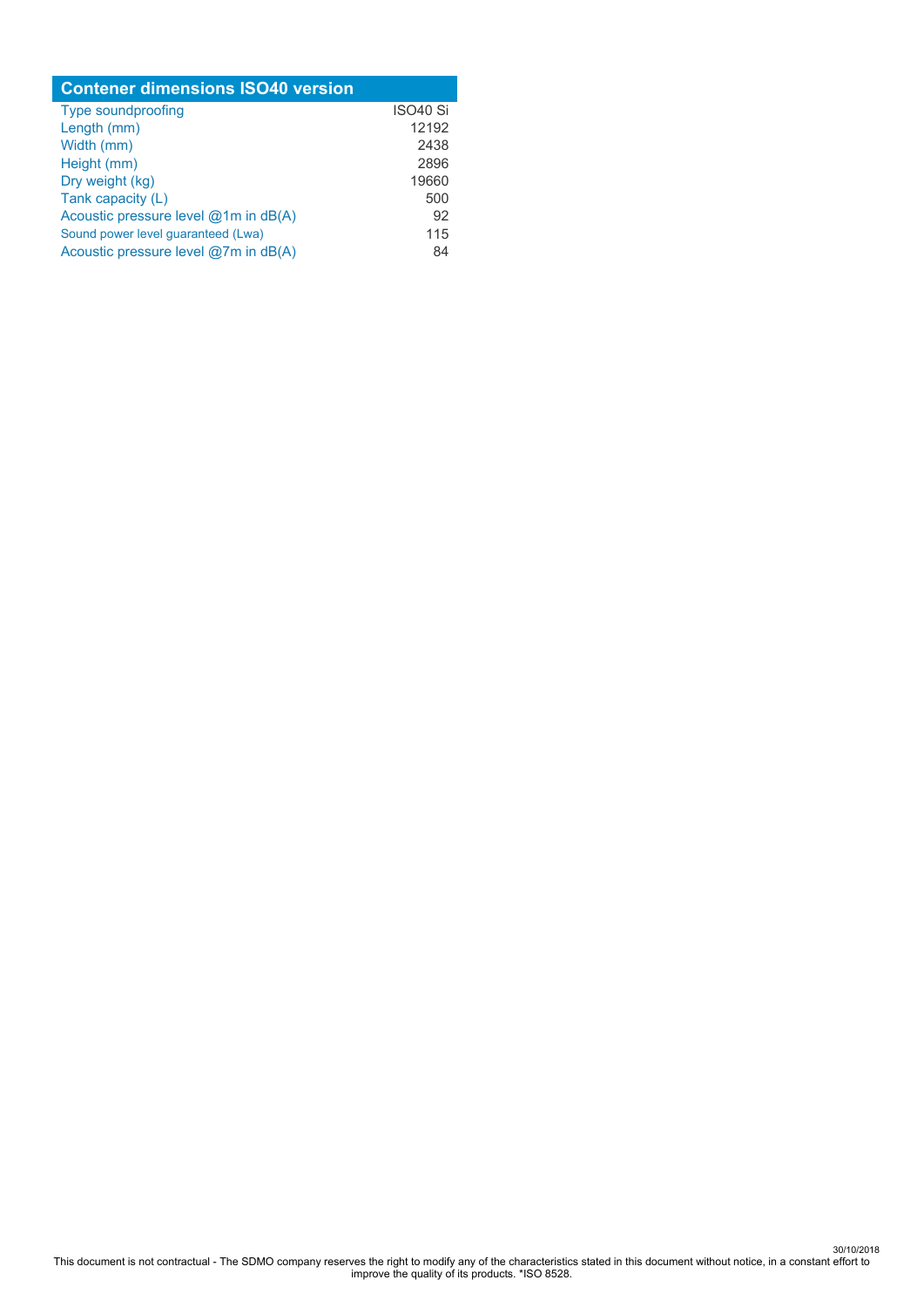| Contener dimensions ISO40 version | |
|---|---|
| Type soundproofing | ISO40 Si |
| Length (mm) | 12192 |
| Width (mm) | 2438 |
| Height (mm) | 2896 |
| Dry weight (kg) | 19660 |
| Tank capacity (L) | 500 |
| Acoustic pressure level @1m in dB(A) | 92 |
| Sound power level guaranteed (Lwa) | 115 |
| Acoustic pressure level @7m in dB(A) | 84 |

30/10/2018

This document is not contractual - The SDMO company reserves the right to modify any of the characteristics stated in this document without notice, in a constant effort to improve the quality of its products. *ISO 8528.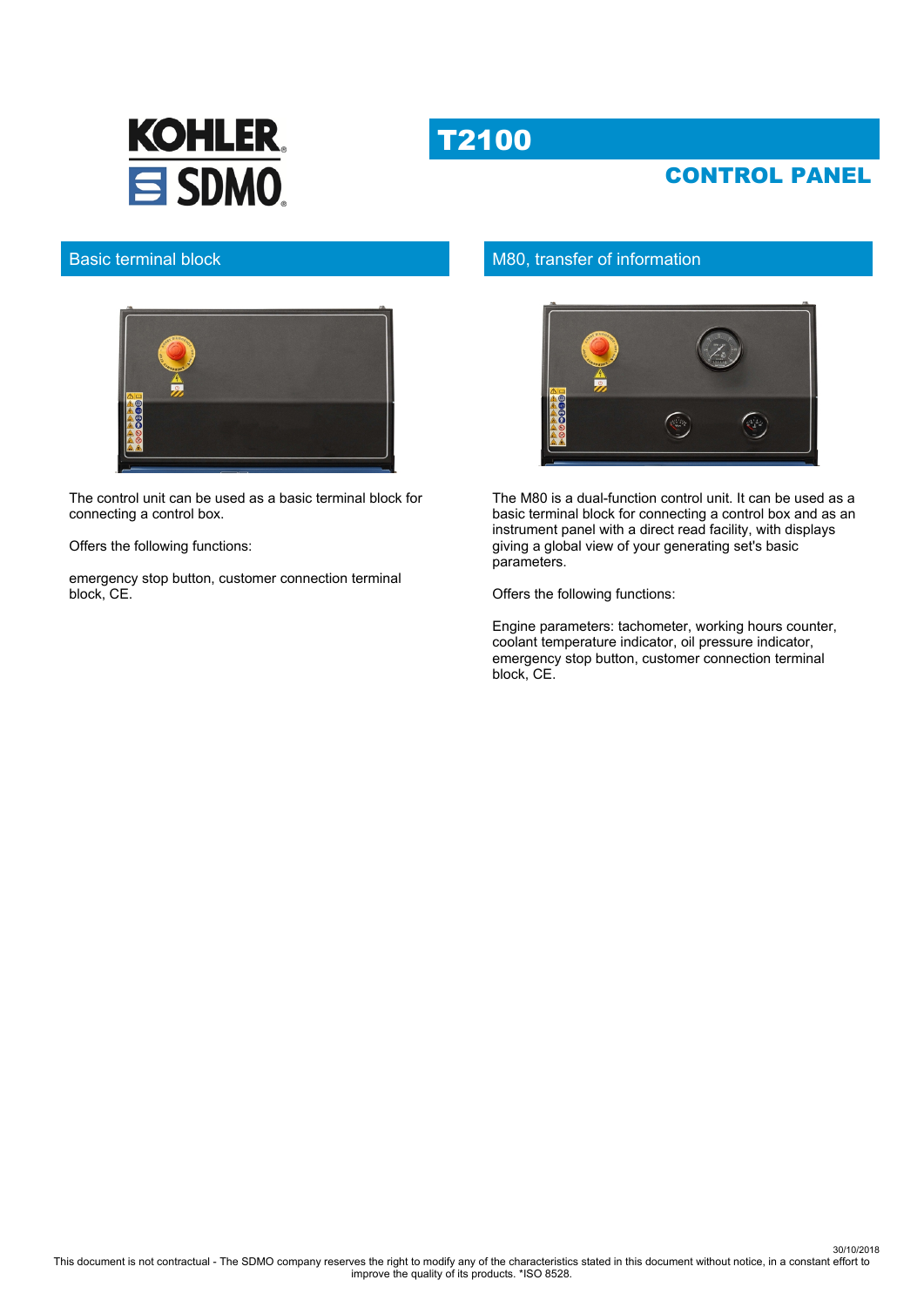# T2100

## CONTROL PANEL

### Basic terminal block

The control unit can be used as a basic terminal block for connecting a control box.

Offers the following functions:

emergency stop button, customer connection terminal block, CE.

### M80, transfer of information

The M80 is a dual-function control unit. It can be used as a basic terminal block for connecting a control box and as an instrument panel with a direct read facility, with displays giving a global view of your generating set's basic parameters.

Offers the following functions:

Engine parameters: tachometer, working hours counter, coolant temperature indicator, oil pressure indicator, emergency stop button, customer connection terminal block, CE.

30/10/2018

This document is not contractual - The SDMO company reserves the right to modify any of the characteristics stated in this document without notice, in a constant effort to improve the quality of its products. *ISO 8528.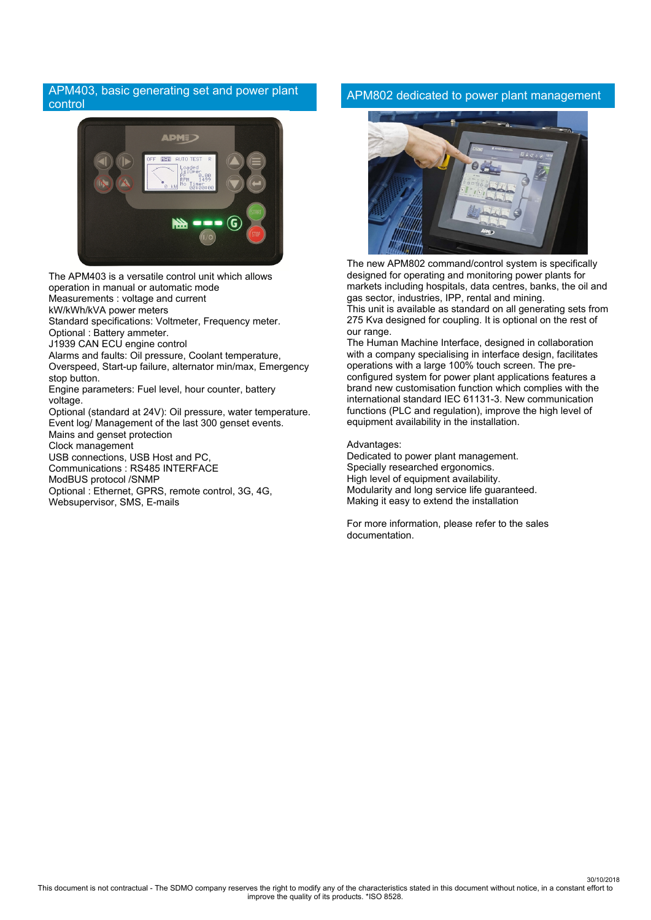## APM403, basic generating set and power plant control

The APM403 is a versatile control unit which allows operation in manual or automatic mode
Measurements : voltage and current
kW/kWh/kVA power meters
Standard specifications: Voltmeter, Frequency meter.
Optional : Battery ammeter.
J1939 CAN ECU engine control
Alarms and faults: Oil pressure, Coolant temperature, Overspeed, Start-up failure, alternator min/max, Emergency stop button.
Engine parameters: Fuel level, hour counter, battery voltage.
Optional (standard at 24V): Oil pressure, water temperature.
Event log/ Management of the last 300 genset events.
Mains and genset protection
Clock management
USB connections, USB Host and PC,
Communications : RS485 INTERFACE
ModBUS protocol /SNMP
Optional : Ethernet, GPRS, remote control, 3G, 4G, Websupervisor, SMS, E-mails

## APM802 dedicated to power plant management

The new APM802 command/control system is specifically designed for operating and monitoring power plants for markets including hospitals, data centres, banks, the oil and gas sector, industries, IPP, rental and mining.
This unit is available as standard on all generating sets from 275 Kva designed for coupling. It is optional on the rest of our range.
The Human Machine Interface, designed in collaboration with a company specialising in interface design, facilitates operations with a large 100% touch screen. The pre-configured system for power plant applications features a brand new customisation function which complies with the international standard IEC 61131-3. New communication functions (PLC and regulation), improve the high level of equipment availability in the installation.

Advantages:
Dedicated to power plant management.
Specially researched ergonomics.
High level of equipment availability.
Modularity and long service life guaranteed.
Making it easy to extend the installation

For more information, please refer to the sales documentation.

30/10/2018
This document is not contractual - The SDMO company reserves the right to modify any of the characteristics stated in this document without notice, in a constant effort to improve the quality of its products. *ISO 8528.